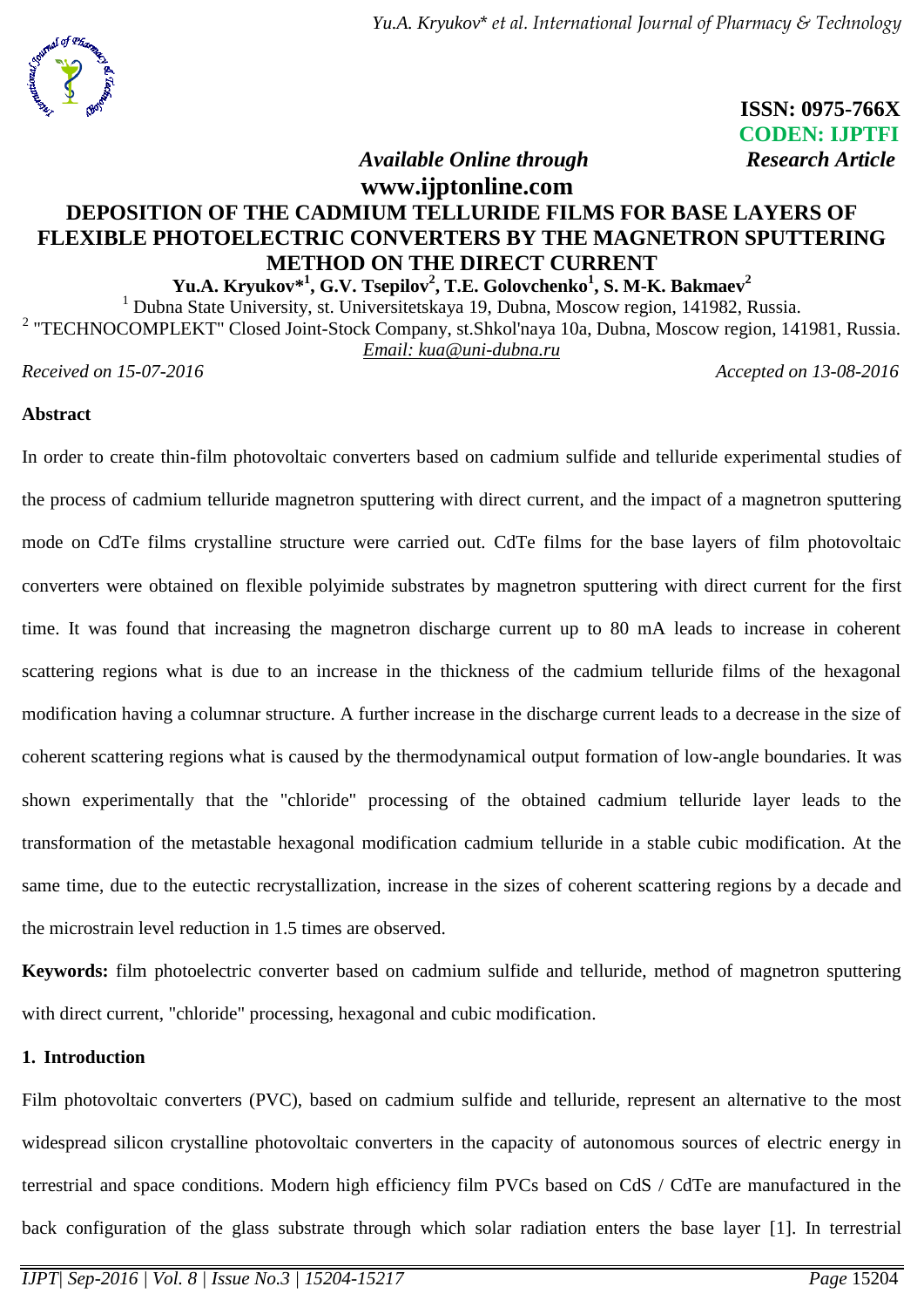ISSN: 0975-766X
CODEN: IJPTFI

*Available Online through* **www.ijptonline.com**

*Research Article*

# DEPOSITION OF THE CADMIUM TELLURIDE FILMS FOR BASE LAYERS OF FLEXIBLE PHOTOELECTRIC CONVERTERS BY THE MAGNETRON SPUTTERING METHOD ON THE DIRECT CURRENT

**Yu.A. Kryukov*[1], G.V. Tsepilov[2], T.E. Golovchenko[1], S. M-K. Bakmaev[2]**

[1] Dubna State University, st. Universitetskaya 19, Dubna, Moscow region, 141982, Russia.

[2] "TECHNOCOMPLEKT" Closed Joint-Stock Company, st.Shkol'naya 10a, Dubna, Moscow region, 141981, Russia.

Email: kua@uni-dubna.ru

*Received on 15-07-2016* *Accepted on 13-08-2016*

## Abstract

In order to create thin-film photovoltaic converters based on cadmium sulfide and telluride experimental studies of the process of cadmium telluride magnetron sputtering with direct current, and the impact of a magnetron sputtering mode on CdTe films crystalline structure were carried out. CdTe films for the base layers of film photovoltaic converters were obtained on flexible polyimide substrates by magnetron sputtering with direct current for the first time. It was found that increasing the magnetron discharge current up to 80 mA leads to increase in coherent scattering regions what is due to an increase in the thickness of the cadmium telluride films of the hexagonal modification having a columnar structure. A further increase in the discharge current leads to a decrease in the size of coherent scattering regions what is caused by the thermodynamical output formation of low-angle boundaries. It was shown experimentally that the "chloride" processing of the obtained cadmium telluride layer leads to the transformation of the metastable hexagonal modification cadmium telluride in a stable cubic modification. At the same time, due to the eutectic recrystallization, increase in the sizes of coherent scattering regions by a decade and the microstrain level reduction in 1.5 times are observed.

**Keywords:** film photoelectric converter based on cadmium sulfide and telluride, method of magnetron sputtering with direct current, "chloride" processing, hexagonal and cubic modification.

## 1. Introduction

Film photovoltaic converters (PVC), based on cadmium sulfide and telluride, represent an alternative to the most widespread silicon crystalline photovoltaic converters in the capacity of autonomous sources of electric energy in terrestrial and space conditions. Modern high efficiency film PVCs based on CdS / CdTe are manufactured in the back configuration of the glass substrate through which solar radiation enters the base layer [1]. In terrestrial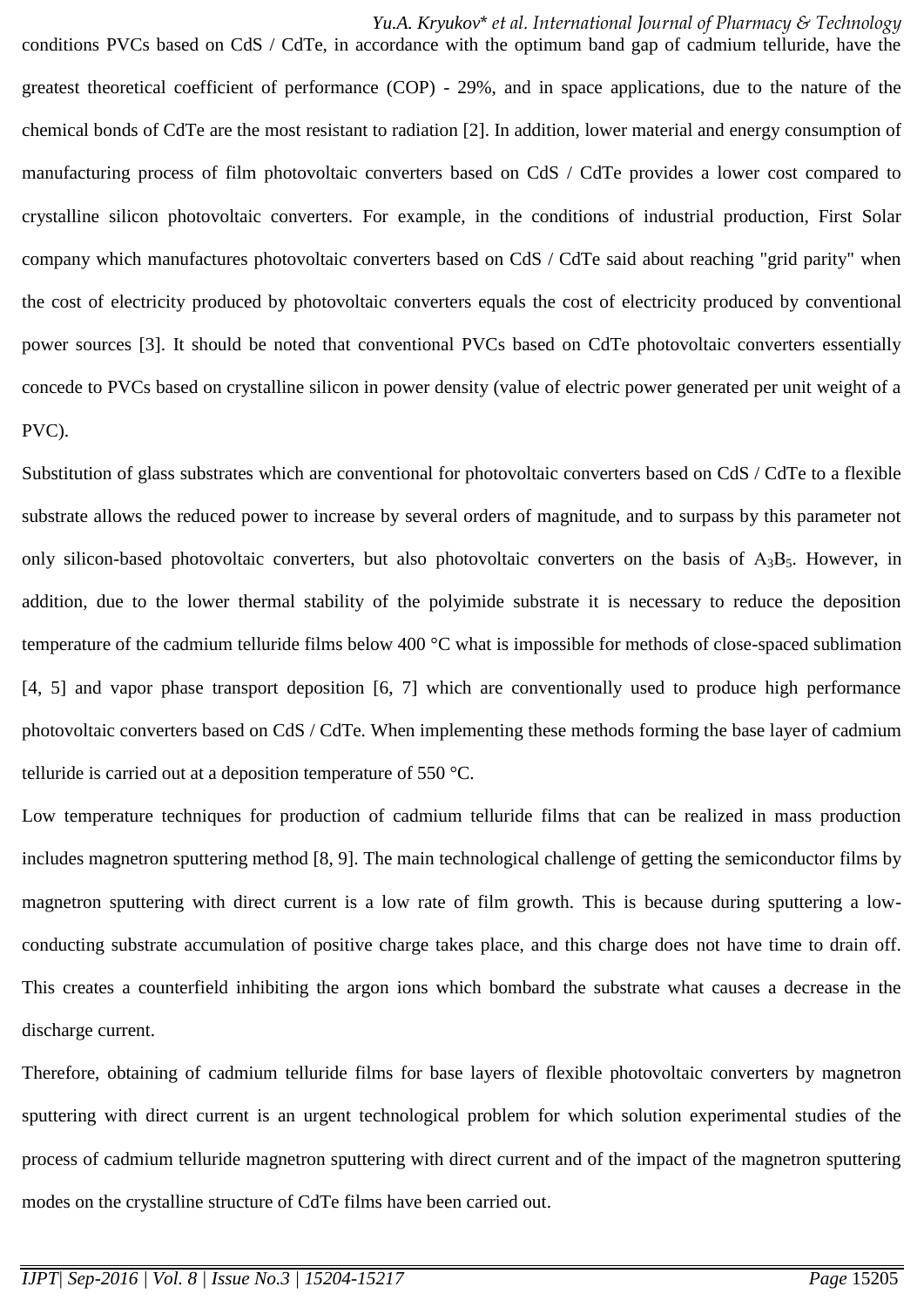conditions PVCs based on CdS / CdTe, in accordance with the optimum band gap of cadmium telluride, have the greatest theoretical coefficient of performance (COP) - 29%, and in space applications, due to the nature of the chemical bonds of CdTe are the most resistant to radiation [2]. In addition, lower material and energy consumption of manufacturing process of film photovoltaic converters based on CdS / CdTe provides a lower cost compared to crystalline silicon photovoltaic converters. For example, in the conditions of industrial production, First Solar company which manufactures photovoltaic converters based on CdS / CdTe said about reaching "grid parity" when the cost of electricity produced by photovoltaic converters equals the cost of electricity produced by conventional power sources [3]. It should be noted that conventional PVCs based on CdTe photovoltaic converters essentially concede to PVCs based on crystalline silicon in power density (value of electric power generated per unit weight of a PVC).

Substitution of glass substrates which are conventional for photovoltaic converters based on CdS / CdTe to a flexible substrate allows the reduced power to increase by several orders of magnitude, and to surpass by this parameter not only silicon-based photovoltaic converters, but also photovoltaic converters on the basis of $A_3B_5$. However, in addition, due to the lower thermal stability of the polyimide substrate it is necessary to reduce the deposition temperature of the cadmium telluride films below 400 °C what is impossible for methods of close-spaced sublimation [4, 5] and vapor phase transport deposition [6, 7] which are conventionally used to produce high performance photovoltaic converters based on CdS / CdTe. When implementing these methods forming the base layer of cadmium telluride is carried out at a deposition temperature of 550 °C.

Low temperature techniques for production of cadmium telluride films that can be realized in mass production includes magnetron sputtering method [8, 9]. The main technological challenge of getting the semiconductor films by magnetron sputtering with direct current is a low rate of film growth. This is because during sputtering a low-conducting substrate accumulation of positive charge takes place, and this charge does not have time to drain off. This creates a counterfield inhibiting the argon ions which bombard the substrate what causes a decrease in the discharge current.

Therefore, obtaining of cadmium telluride films for base layers of flexible photovoltaic converters by magnetron sputtering with direct current is an urgent technological problem for which solution experimental studies of the process of cadmium telluride magnetron sputtering with direct current and of the impact of the magnetron sputtering modes on the crystalline structure of CdTe films have been carried out.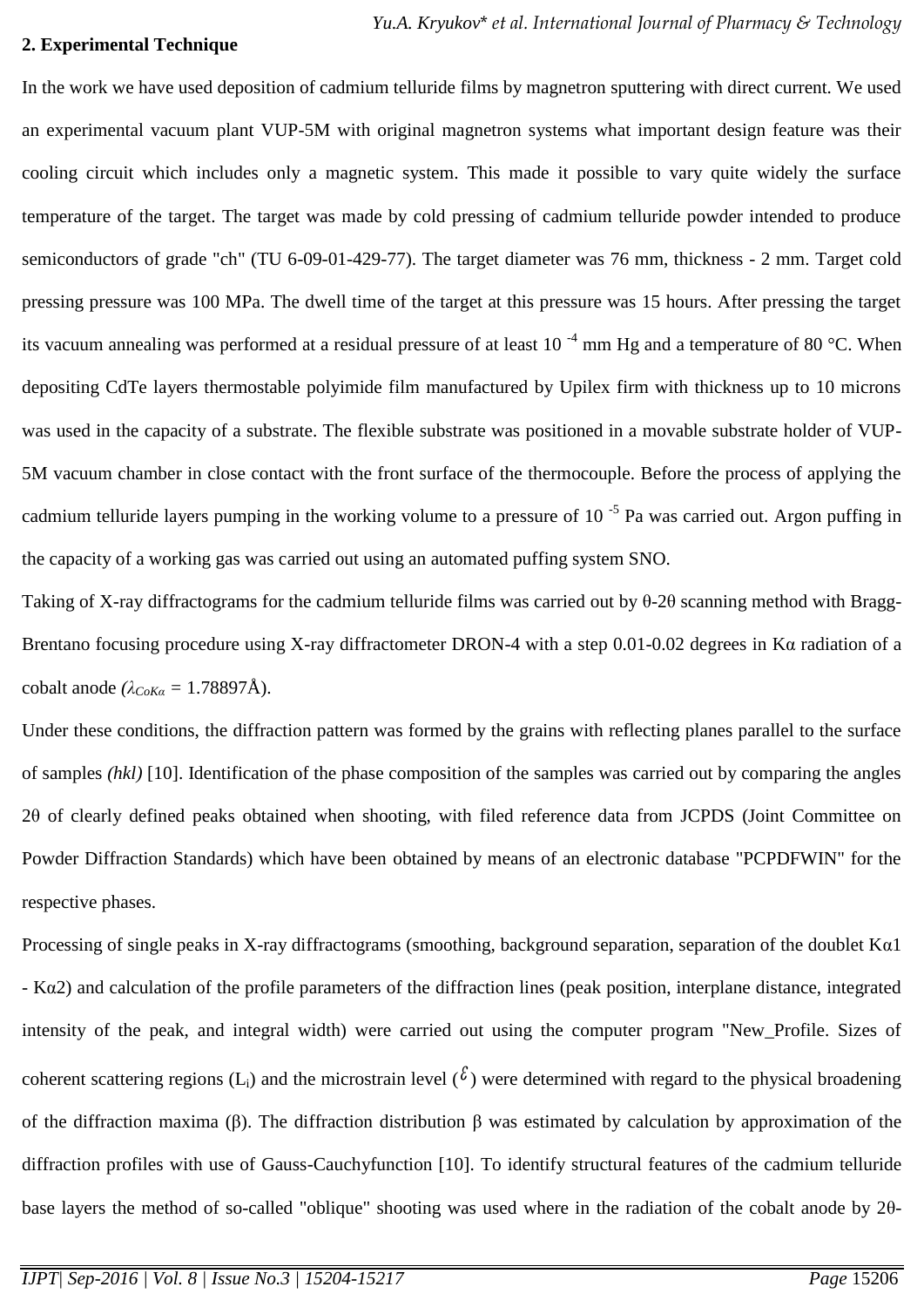## 2. Experimental Technique

In the work we have used deposition of cadmium telluride films by magnetron sputtering with direct current. We used an experimental vacuum plant VUP-5M with original magnetron systems what important design feature was their cooling circuit which includes only a magnetic system. This made it possible to vary quite widely the surface temperature of the target. The target was made by cold pressing of cadmium telluride powder intended to produce semiconductors of grade "ch" (TU 6-09-01-429-77). The target diameter was 76 mm, thickness - 2 mm. Target cold pressing pressure was 100 MPa. The dwell time of the target at this pressure was 15 hours. After pressing the target its vacuum annealing was performed at a residual pressure of at least $10^{-4}$ mm Hg and a temperature of 80 °C. When depositing CdTe layers thermostable polyimide film manufactured by Upilex firm with thickness up to 10 microns was used in the capacity of a substrate. The flexible substrate was positioned in a movable substrate holder of VUP-5M vacuum chamber in close contact with the front surface of the thermocouple. Before the process of applying the cadmium telluride layers pumping in the working volume to a pressure of $10^{-5}$ Pa was carried out. Argon puffing in the capacity of a working gas was carried out using an automated puffing system SNO.

Taking of X-ray diffractograms for the cadmium telluride films was carried out by θ-2θ scanning method with Bragg-Brentano focusing procedure using X-ray diffractometer DRON-4 with a step 0.01-0.02 degrees in Kα radiation of a cobalt anode ($\lambda_{CoK\alpha}$ = 1.78897Å).

Under these conditions, the diffraction pattern was formed by the grains with reflecting planes parallel to the surface of samples *(hkl)* [10]. Identification of the phase composition of the samples was carried out by comparing the angles 2θ of clearly defined peaks obtained when shooting, with filed reference data from JCPDS (Joint Committee on Powder Diffraction Standards) which have been obtained by means of an electronic database "PCPDFWIN" for the respective phases.

Processing of single peaks in X-ray diffractograms (smoothing, background separation, separation of the doublet Kα1 - Kα2) and calculation of the profile parameters of the diffraction lines (peak position, interplane distance, integrated intensity of the peak, and integral width) were carried out using the computer program "New_Profile. Sizes of coherent scattering regions ($L_i$) and the microstrain level ($\varepsilon$) were determined with regard to the physical broadening of the diffraction maxima (β). The diffraction distribution β was estimated by calculation by approximation of the diffraction profiles with use of Gauss-Cauchyfunction [10]. To identify structural features of the cadmium telluride base layers the method of so-called "oblique" shooting was used where in the radiation of the cobalt anode by 2θ-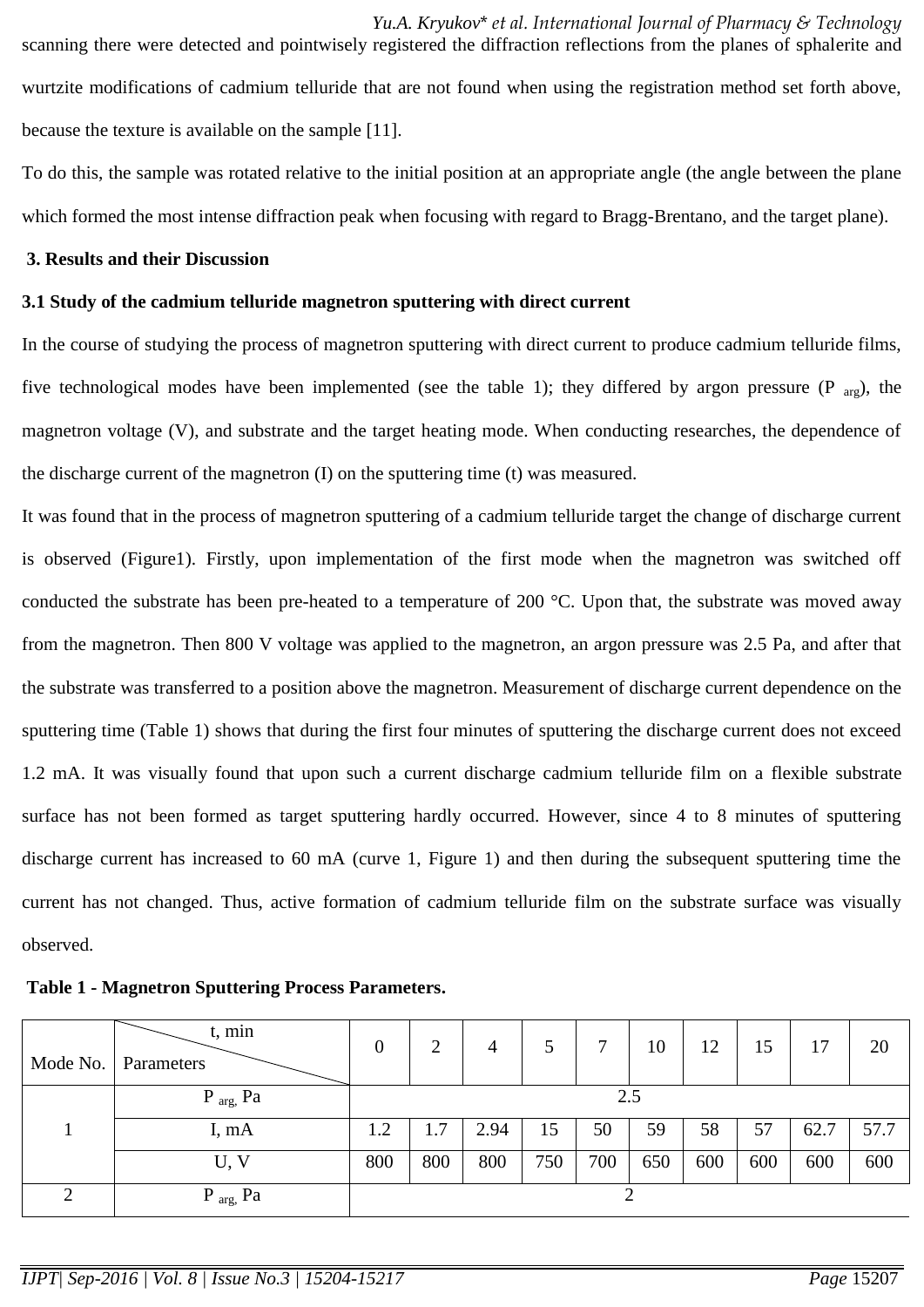scanning there were detected and pointwisely registered the diffraction reflections from the planes of sphalerite and wurtzite modifications of cadmium telluride that are not found when using the registration method set forth above, because the texture is available on the sample [11].

To do this, the sample was rotated relative to the initial position at an appropriate angle (the angle between the plane which formed the most intense diffraction peak when focusing with regard to Bragg-Brentano, and the target plane).

## 3. Results and their Discussion

### 3.1 Study of the cadmium telluride magnetron sputtering with direct current

In the course of studying the process of magnetron sputtering with direct current to produce cadmium telluride films, five technological modes have been implemented (see the table 1); they differed by argon pressure ($P_{arg}$), the magnetron voltage (V), and substrate and the target heating mode. When conducting researches, the dependence of the discharge current of the magnetron (I) on the sputtering time (t) was measured.

It was found that in the process of magnetron sputtering of a cadmium telluride target the change of discharge current is observed (Figure1). Firstly, upon implementation of the first mode when the magnetron was switched off conducted the substrate has been pre-heated to a temperature of 200 °C. Upon that, the substrate was moved away from the magnetron. Then 800 V voltage was applied to the magnetron, an argon pressure was 2.5 Pa, and after that the substrate was transferred to a position above the magnetron. Measurement of discharge current dependence on the sputtering time (Table 1) shows that during the first four minutes of sputtering the discharge current does not exceed 1.2 mA. It was visually found that upon such a current discharge cadmium telluride film on a flexible substrate surface has not been formed as target sputtering hardly occurred. However, since 4 to 8 minutes of sputtering discharge current has increased to 60 mA (curve 1, Figure 1) and then during the subsequent sputtering time the current has not changed. Thus, active formation of cadmium telluride film on the substrate surface was visually observed.

**Table 1 - Magnetron Sputtering Process Parameters.**

| Mode No. | Parameters \ t, min | 0 | 2 | 4 | 5 | 7 | 10 | 12 | 15 | 17 | 20 |
|---|---|---|---|---|---|---|---|---|---|---|---|
| 1 | $P_{arg}$, Pa | 2.5 | | | | | | | | | |
| | I, mA | 1.2 | 1.7 | 2.94 | 15 | 50 | 59 | 58 | 57 | 62.7 | 57.7 |
| | U, V | 800 | 800 | 800 | 750 | 700 | 650 | 600 | 600 | 600 | 600 |
| 2 | $P_{arg}$, Pa | 2 | | | | | | | | | |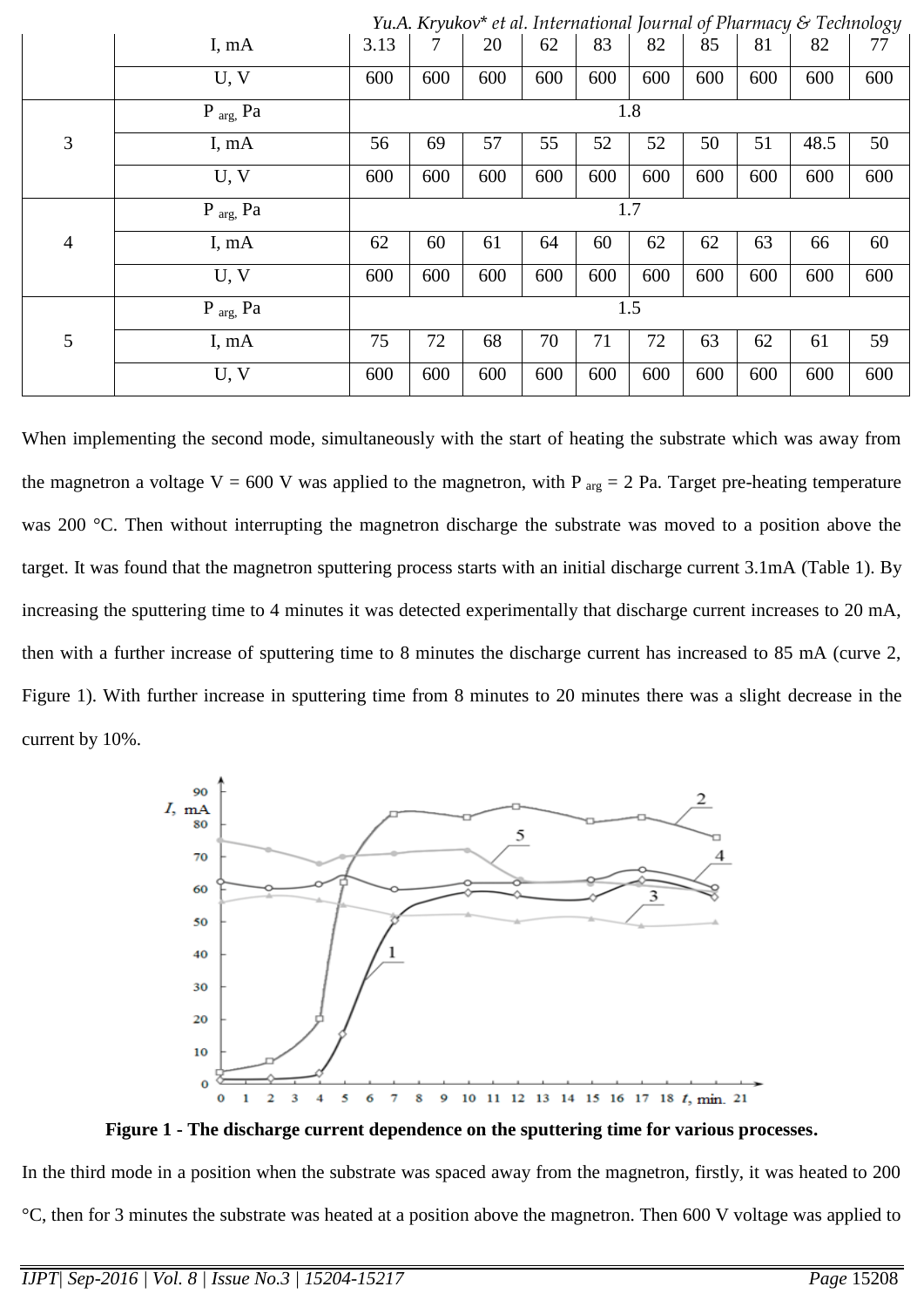| | | | | | | | | | | | |
|---|---|---|---|---|---|---|---|---|---|---|---|
| | I, mA | 3.13 | 7 | 20 | 62 | 83 | 82 | 85 | 81 | 82 | 77 |
| | U, V | 600 | 600 | 600 | 600 | 600 | 600 | 600 | 600 | 600 | 600 |
| 3 | $P_{arg}$, Pa | 1.8 | | | | | | | | | |
| | I, mA | 56 | 69 | 57 | 55 | 52 | 52 | 50 | 51 | 48.5 | 50 |
| | U, V | 600 | 600 | 600 | 600 | 600 | 600 | 600 | 600 | 600 | 600 |
| 4 | $P_{arg}$, Pa | 1.7 | | | | | | | | | |
| | I, mA | 62 | 60 | 61 | 64 | 60 | 62 | 62 | 63 | 66 | 60 |
| | U, V | 600 | 600 | 600 | 600 | 600 | 600 | 600 | 600 | 600 | 600 |
| 5 | $P_{arg}$, Pa | 1.5 | | | | | | | | | |
| | I, mA | 75 | 72 | 68 | 70 | 71 | 72 | 63 | 62 | 61 | 59 |
| | U, V | 600 | 600 | 600 | 600 | 600 | 600 | 600 | 600 | 600 | 600 |

When implementing the second mode, simultaneously with the start of heating the substrate which was away from the magnetron a voltage V = 600 V was applied to the magnetron, with $P_{arg}$ = 2 Pa. Target pre-heating temperature was 200 °C. Then without interrupting the magnetron discharge the substrate was moved to a position above the target. It was found that the magnetron sputtering process starts with an initial discharge current 3.1mA (Table 1). By increasing the sputtering time to 4 minutes it was detected experimentally that discharge current increases to 20 mA, then with a further increase of sputtering time to 8 minutes the discharge current has increased to 85 mA (curve 2, Figure 1). With further increase in sputtering time from 8 minutes to 20 minutes there was a slight decrease in the current by 10%.

**Figure 1 - The discharge current dependence on the sputtering time for various processes.**

In the third mode in a position when the substrate was spaced away from the magnetron, firstly, it was heated to 200 °C, then for 3 minutes the substrate was heated at a position above the magnetron. Then 600 V voltage was applied to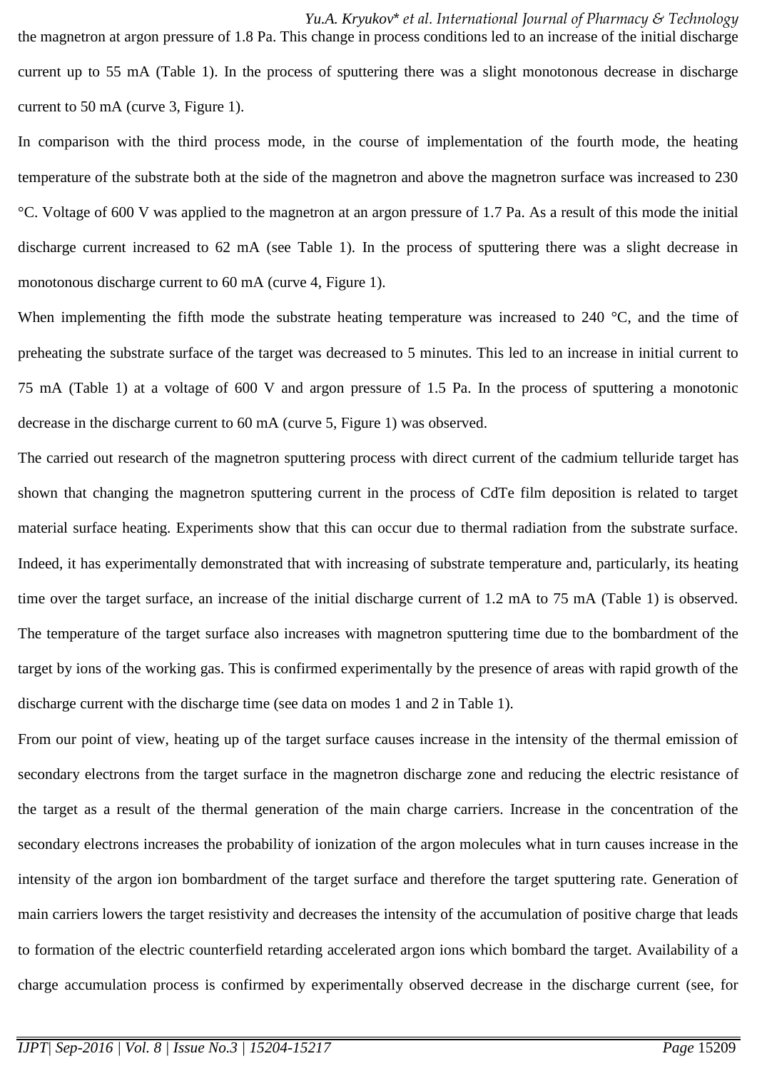the magnetron at argon pressure of 1.8 Pa. This change in process conditions led to an increase of the initial discharge current up to 55 mA (Table 1). In the process of sputtering there was a slight monotonous decrease in discharge current to 50 mA (curve 3, Figure 1).

In comparison with the third process mode, in the course of implementation of the fourth mode, the heating temperature of the substrate both at the side of the magnetron and above the magnetron surface was increased to 230 °C. Voltage of 600 V was applied to the magnetron at an argon pressure of 1.7 Pa. As a result of this mode the initial discharge current increased to 62 mA (see Table 1). In the process of sputtering there was a slight decrease in monotonous discharge current to 60 mA (curve 4, Figure 1).

When implementing the fifth mode the substrate heating temperature was increased to 240 °C, and the time of preheating the substrate surface of the target was decreased to 5 minutes. This led to an increase in initial current to 75 mA (Table 1) at a voltage of 600 V and argon pressure of 1.5 Pa. In the process of sputtering a monotonic decrease in the discharge current to 60 mA (curve 5, Figure 1) was observed.

The carried out research of the magnetron sputtering process with direct current of the cadmium telluride target has shown that changing the magnetron sputtering current in the process of CdTe film deposition is related to target material surface heating. Experiments show that this can occur due to thermal radiation from the substrate surface. Indeed, it has experimentally demonstrated that with increasing of substrate temperature and, particularly, its heating time over the target surface, an increase of the initial discharge current of 1.2 mA to 75 mA (Table 1) is observed. The temperature of the target surface also increases with magnetron sputtering time due to the bombardment of the target by ions of the working gas. This is confirmed experimentally by the presence of areas with rapid growth of the discharge current with the discharge time (see data on modes 1 and 2 in Table 1).

From our point of view, heating up of the target surface causes increase in the intensity of the thermal emission of secondary electrons from the target surface in the magnetron discharge zone and reducing the electric resistance of the target as a result of the thermal generation of the main charge carriers. Increase in the concentration of the secondary electrons increases the probability of ionization of the argon molecules what in turn causes increase in the intensity of the argon ion bombardment of the target surface and therefore the target sputtering rate. Generation of main carriers lowers the target resistivity and decreases the intensity of the accumulation of positive charge that leads to formation of the electric counterfield retarding accelerated argon ions which bombard the target. Availability of a charge accumulation process is confirmed by experimentally observed decrease in the discharge current (see, for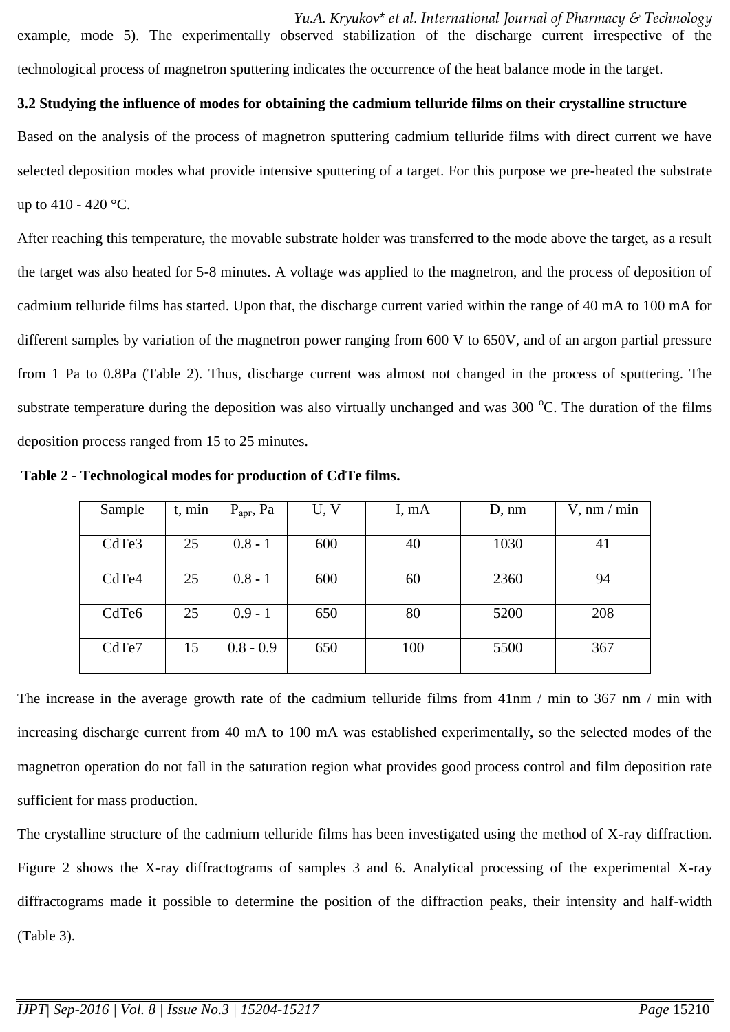example, mode 5). The experimentally observed stabilization of the discharge current irrespective of the technological process of magnetron sputtering indicates the occurrence of the heat balance mode in the target.

### 3.2 Studying the influence of modes for obtaining the cadmium telluride films on their crystalline structure

Based on the analysis of the process of magnetron sputtering cadmium telluride films with direct current we have selected deposition modes what provide intensive sputtering of a target. For this purpose we pre-heated the substrate up to 410 - 420 °C.

After reaching this temperature, the movable substrate holder was transferred to the mode above the target, as a result the target was also heated for 5-8 minutes. A voltage was applied to the magnetron, and the process of deposition of cadmium telluride films has started. Upon that, the discharge current varied within the range of 40 mA to 100 mA for different samples by variation of the magnetron power ranging from 600 V to 650V, and of an argon partial pressure from 1 Pa to 0.8Pa (Table 2). Thus, discharge current was almost not changed in the process of sputtering. The substrate temperature during the deposition was also virtually unchanged and was 300 °C. The duration of the films deposition process ranged from 15 to 25 minutes.

**Table 2 - Technological modes for production of CdTe films.**

| Sample | t, min | $P_{apr}$, Pa | U, V | I, mA | D, nm | V, nm / min |
|---|---|---|---|---|---|---|
| CdTe3 | 25 | 0.8 - 1 | 600 | 40 | 1030 | 41 |
| CdTe4 | 25 | 0.8 - 1 | 600 | 60 | 2360 | 94 |
| CdTe6 | 25 | 0.9 - 1 | 650 | 80 | 5200 | 208 |
| CdTe7 | 15 | 0.8 - 0.9 | 650 | 100 | 5500 | 367 |

The increase in the average growth rate of the cadmium telluride films from 41nm / min to 367 nm / min with increasing discharge current from 40 mA to 100 mA was established experimentally, so the selected modes of the magnetron operation do not fall in the saturation region what provides good process control and film deposition rate sufficient for mass production.

The crystalline structure of the cadmium telluride films has been investigated using the method of X-ray diffraction. Figure 2 shows the X-ray diffractograms of samples 3 and 6. Analytical processing of the experimental X-ray diffractograms made it possible to determine the position of the diffraction peaks, their intensity and half-width (Table 3).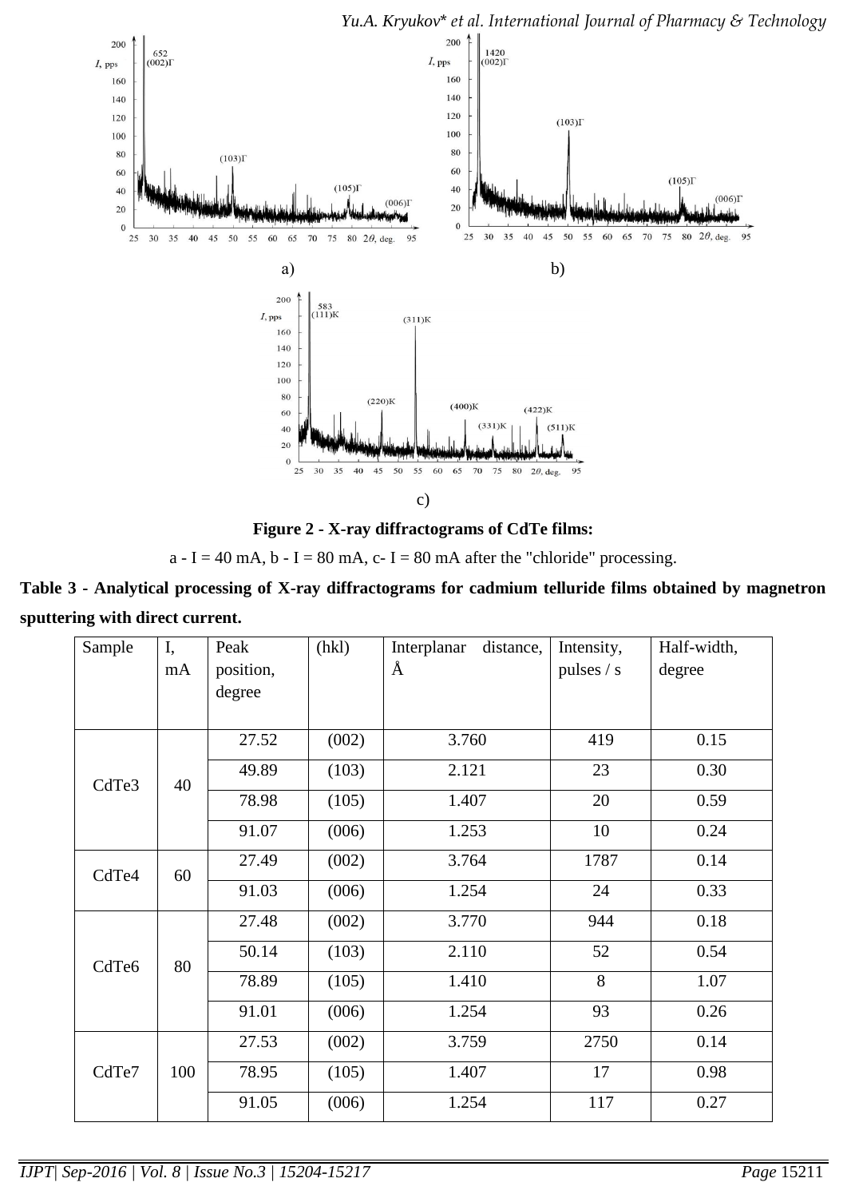a)

b)

c)

**Figure 2 - X-ray diffractograms of CdTe films:**

a - I = 40 mA, b - I = 80 mA, c- I = 80 mA after the "chloride" processing.

**Table 3 - Analytical processing of X-ray diffractograms for cadmium telluride films obtained by magnetron sputtering with direct current.**

| Sample | I, mA | Peak position, degree | (hkl) | Interplanar distance, Å | Intensity, pulses / s | Half-width, degree |
|---|---|---|---|---|---|---|
| CdTe3 | 40 | 27.52 | (002) | 3.760 | 419 | 0.15 |
| | | 49.89 | (103) | 2.121 | 23 | 0.30 |
| | | 78.98 | (105) | 1.407 | 20 | 0.59 |
| | | 91.07 | (006) | 1.253 | 10 | 0.24 |
| CdTe4 | 60 | 27.49 | (002) | 3.764 | 1787 | 0.14 |
| | | 91.03 | (006) | 1.254 | 24 | 0.33 |
| CdTe6 | 80 | 27.48 | (002) | 3.770 | 944 | 0.18 |
| | | 50.14 | (103) | 2.110 | 52 | 0.54 |
| | | 78.89 | (105) | 1.410 | 8 | 1.07 |
| | | 91.01 | (006) | 1.254 | 93 | 0.26 |
| CdTe7 | 100 | 27.53 | (002) | 3.759 | 2750 | 0.14 |
| | | 78.95 | (105) | 1.407 | 17 | 0.98 |
| | | 91.05 | (006) | 1.254 | 117 | 0.27 |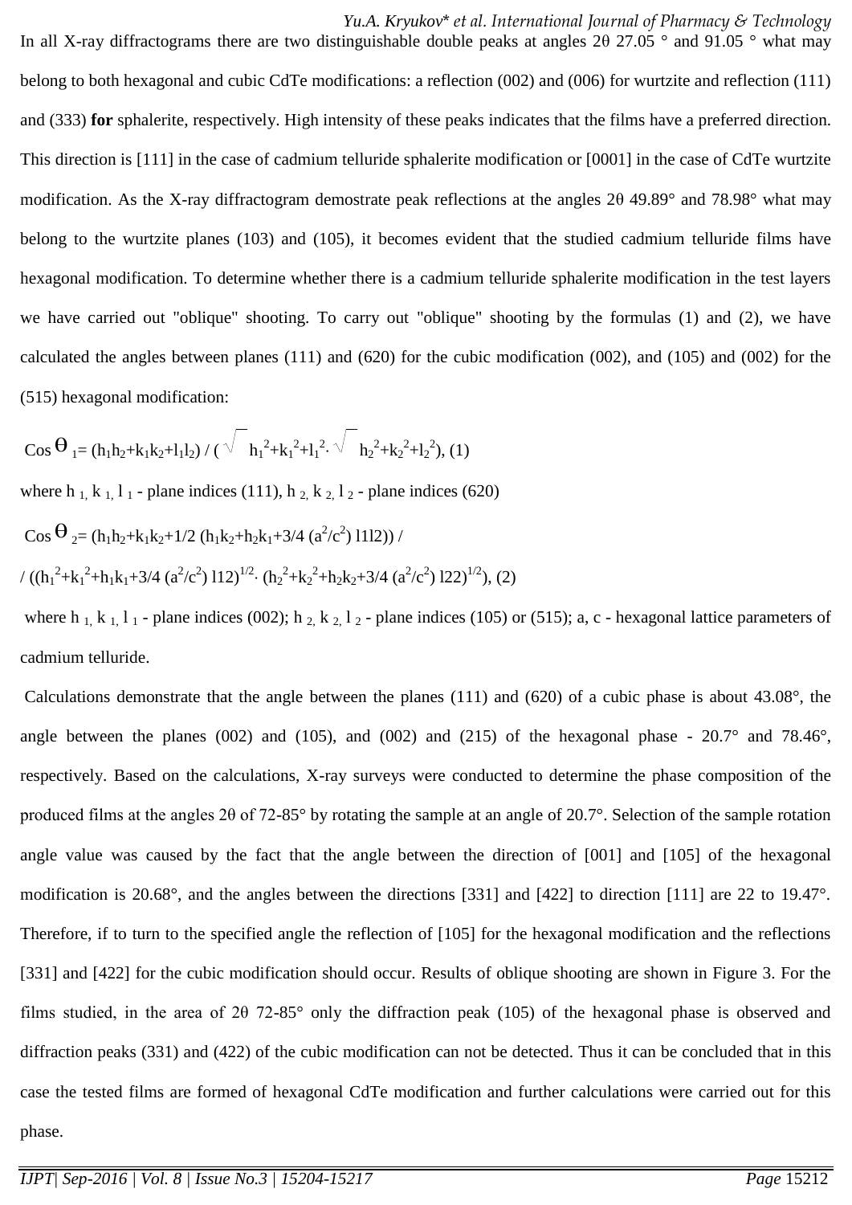In all X-ray diffractograms there are two distinguishable double peaks at angles 2θ 27.05 ° and 91.05 ° what may belong to both hexagonal and cubic CdTe modifications: a reflection (002) and (006) for wurtzite and reflection (111) and (333) **for** sphalerite, respectively. High intensity of these peaks indicates that the films have a preferred direction. This direction is [111] in the case of cadmium telluride sphalerite modification or [0001] in the case of CdTe wurtzite modification. As the X-ray diffractogram demostrate peak reflections at the angles 2θ 49.89° and 78.98° what may belong to the wurtzite planes (103) and (105), it becomes evident that the studied cadmium telluride films have hexagonal modification. To determine whether there is a cadmium telluride sphalerite modification in the test layers we have carried out "oblique" shooting. To carry out "oblique" shooting by the formulas (1) and (2), we have calculated the angles between planes (111) and (620) for the cubic modification (002), and (105) and (002) for the (515) hexagonal modification:

$$\cos \Theta_1 = (h_1h_2+k_1k_2+l_1l_2) / (\sqrt{h_1^2+k_1^2+l_1^2} \cdot \sqrt{h_2^2+k_2^2+l_2^2}), \quad (1)$$

where $h_1, k_1, l_1$ - plane indices (111), $h_2, k_2, l_2$ - plane indices (620)

$$\cos \Theta_2 = (h_1h_2+k_1k_2+1/2\,(h_1k_2+h_2k_1+3/4\,(a^2/c^2)\, l_1l_2)) /$$

$$/ ((h_1^2+k_1^2+h_1k_1+3/4\,(a^2/c^2)\, l_1^2)^{1/2} \cdot (h_2^2+k_2^2+h_2k_2+3/4\,(a^2/c^2)\, l_2^2)^{1/2}), \quad (2)$$

where $h_1, k_1, l_1$ - plane indices (002); $h_2, k_2, l_2$ - plane indices (105) or (515); a, c - hexagonal lattice parameters of cadmium telluride.

Calculations demonstrate that the angle between the planes (111) and (620) of a cubic phase is about 43.08°, the angle between the planes (002) and (105), and (002) and (215) of the hexagonal phase - 20.7° and 78.46°, respectively. Based on the calculations, X-ray surveys were conducted to determine the phase composition of the produced films at the angles 2θ of 72-85° by rotating the sample at an angle of 20.7°. Selection of the sample rotation angle value was caused by the fact that the angle between the direction of [001] and [105] of the hexagonal modification is 20.68°, and the angles between the directions [331] and [422] to direction [111] are 22 to 19.47°. Therefore, if to turn to the specified angle the reflection of [105] for the hexagonal modification and the reflections [331] and [422] for the cubic modification should occur. Results of oblique shooting are shown in Figure 3. For the films studied, in the area of 2θ 72-85° only the diffraction peak (105) of the hexagonal phase is observed and diffraction peaks (331) and (422) of the cubic modification can not be detected. Thus it can be concluded that in this case the tested films are formed of hexagonal CdTe modification and further calculations were carried out for this phase.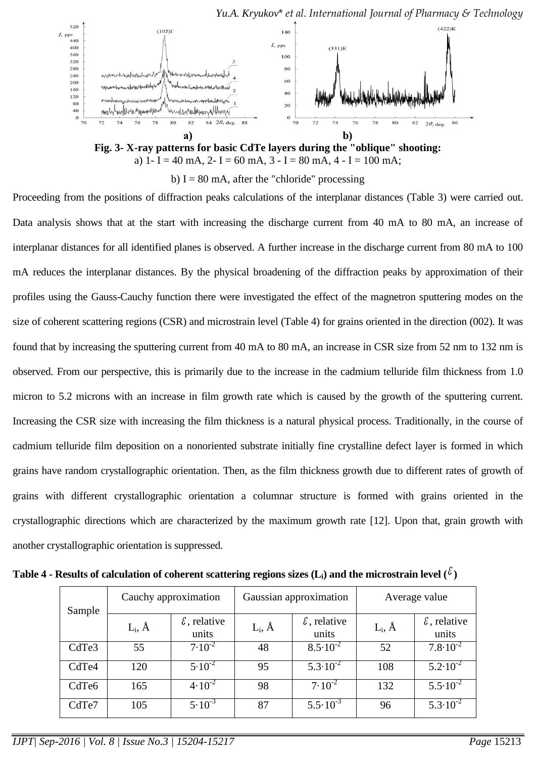**Fig. 3- X-ray patterns for basic CdTe layers during the "oblique" shooting:**
a) 1- I = 40 mA, 2- I = 60 mA, 3 - I = 80 mA, 4 - I = 100 mA;

b) I = 80 mA, after the "chloride" processing

Proceeding from the positions of diffraction peaks calculations of the interplanar distances (Table 3) were carried out. Data analysis shows that at the start with increasing the discharge current from 40 mA to 80 mA, an increase of interplanar distances for all identified planes is observed. A further increase in the discharge current from 80 mA to 100 mA reduces the interplanar distances. By the physical broadening of the diffraction peaks by approximation of their profiles using the Gauss-Cauchy function there were investigated the effect of the magnetron sputtering modes on the size of coherent scattering regions (CSR) and microstrain level (Table 4) for grains oriented in the direction (002). It was found that by increasing the sputtering current from 40 mA to 80 mA, an increase in CSR size from 52 nm to 132 nm is observed. From our perspective, this is primarily due to the increase in the cadmium telluride film thickness from 1.0 micron to 5.2 microns with an increase in film growth rate which is caused by the growth of the sputtering current. Increasing the CSR size with increasing the film thickness is a natural physical process. Traditionally, in the course of cadmium telluride film deposition on a nonoriented substrate initially fine crystalline defect layer is formed in which grains have random crystallographic orientation. Then, as the film thickness growth due to different rates of growth of grains with different crystallographic orientation a columnar structure is formed with grains oriented in the crystallographic directions which are characterized by the maximum growth rate [12]. Upon that, grain growth with another crystallographic orientation is suppressed.

**Table 4 - Results of calculation of coherent scattering regions sizes ($L_i$) and the microstrain level ($\varepsilon$)**

| Sample | Cauchy approximation | | Gaussian approximation | | Average value | |
|---|---|---|---|---|---|---|
| | $L_i$, Å | $\varepsilon$, relative units | $L_i$, Å | $\varepsilon$, relative units | $L_i$, Å | $\varepsilon$, relative units |
| CdTe3 | 55 | $7 \cdot 10^{-2}$ | 48 | $8.5 \cdot 10^{-2}$ | 52 | $7.8 \cdot 10^{-2}$ |
| CdTe4 | 120 | $5 \cdot 10^{-2}$ | 95 | $5.3 \cdot 10^{-2}$ | 108 | $5.2 \cdot 10^{-2}$ |
| CdTe6 | 165 | $4 \cdot 10^{-2}$ | 98 | $7 \cdot 10^{-2}$ | 132 | $5.5 \cdot 10^{-2}$ |
| CdTe7 | 105 | $5 \cdot 10^{-3}$ | 87 | $5.5 \cdot 10^{-3}$ | 96 | $5.3 \cdot 10^{-2}$ |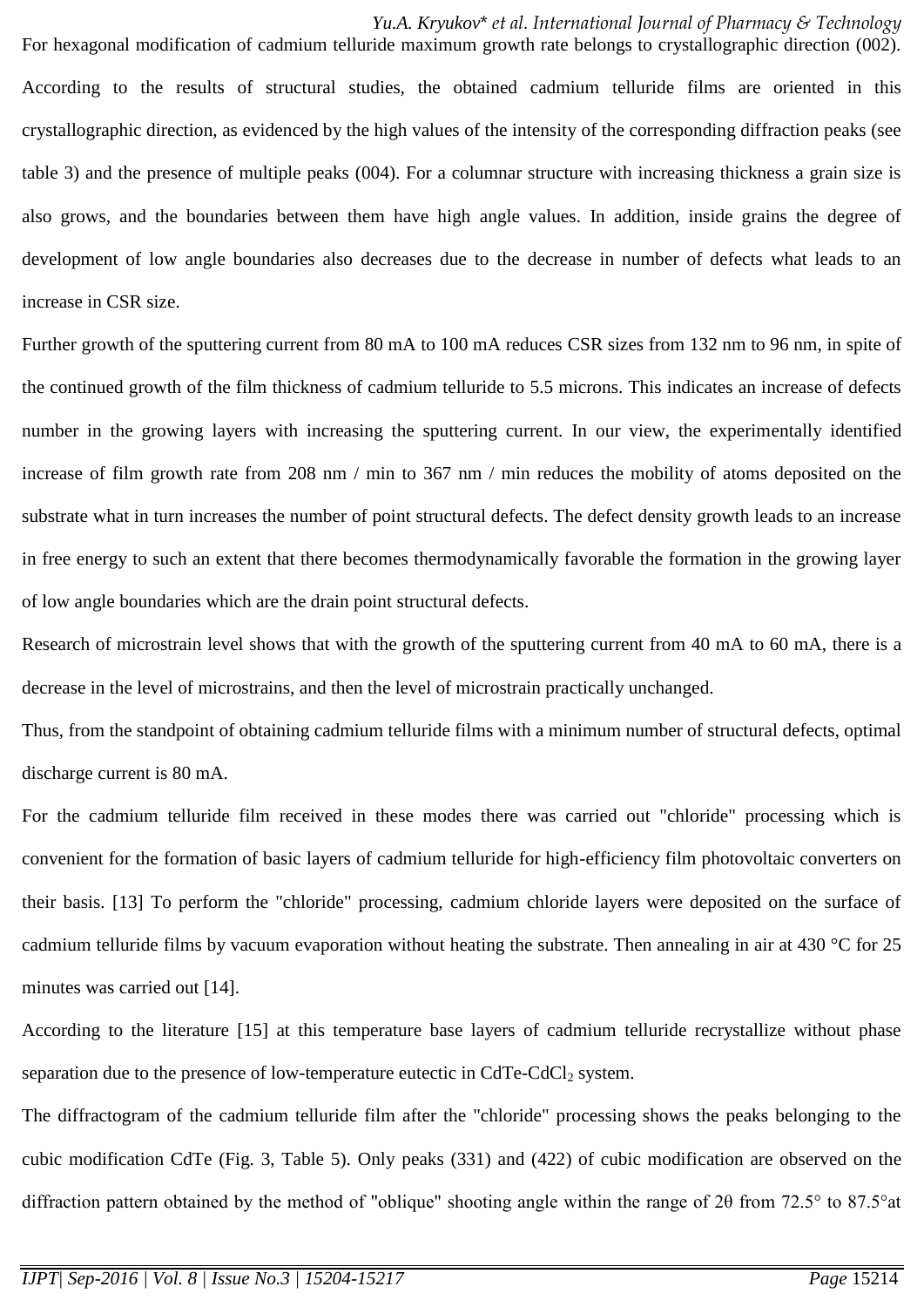For hexagonal modification of cadmium telluride maximum growth rate belongs to crystallographic direction (002). According to the results of structural studies, the obtained cadmium telluride films are oriented in this crystallographic direction, as evidenced by the high values of the intensity of the corresponding diffraction peaks (see table 3) and the presence of multiple peaks (004). For a columnar structure with increasing thickness a grain size is also grows, and the boundaries between them have high angle values. In addition, inside grains the degree of development of low angle boundaries also decreases due to the decrease in number of defects what leads to an increase in CSR size.

Further growth of the sputtering current from 80 mA to 100 mA reduces CSR sizes from 132 nm to 96 nm, in spite of the continued growth of the film thickness of cadmium telluride to 5.5 microns. This indicates an increase of defects number in the growing layers with increasing the sputtering current. In our view, the experimentally identified increase of film growth rate from 208 nm / min to 367 nm / min reduces the mobility of atoms deposited on the substrate what in turn increases the number of point structural defects. The defect density growth leads to an increase in free energy to such an extent that there becomes thermodynamically favorable the formation in the growing layer of low angle boundaries which are the drain point structural defects.

Research of microstrain level shows that with the growth of the sputtering current from 40 mA to 60 mA, there is a decrease in the level of microstrains, and then the level of microstrain practically unchanged.

Thus, from the standpoint of obtaining cadmium telluride films with a minimum number of structural defects, optimal discharge current is 80 mA.

For the cadmium telluride film received in these modes there was carried out "chloride" processing which is convenient for the formation of basic layers of cadmium telluride for high-efficiency film photovoltaic converters on their basis. [13] To perform the "chloride" processing, cadmium chloride layers were deposited on the surface of cadmium telluride films by vacuum evaporation without heating the substrate. Then annealing in air at 430 °C for 25 minutes was carried out [14].

According to the literature [15] at this temperature base layers of cadmium telluride recrystallize without phase separation due to the presence of low-temperature eutectic in CdTe-$CdCl_2$ system.

The diffractogram of the cadmium telluride film after the "chloride" processing shows the peaks belonging to the cubic modification CdTe (Fig. 3, Table 5). Only peaks (331) and (422) of cubic modification are observed on the diffraction pattern obtained by the method of "oblique" shooting angle within the range of 2θ from 72.5° to 87.5°at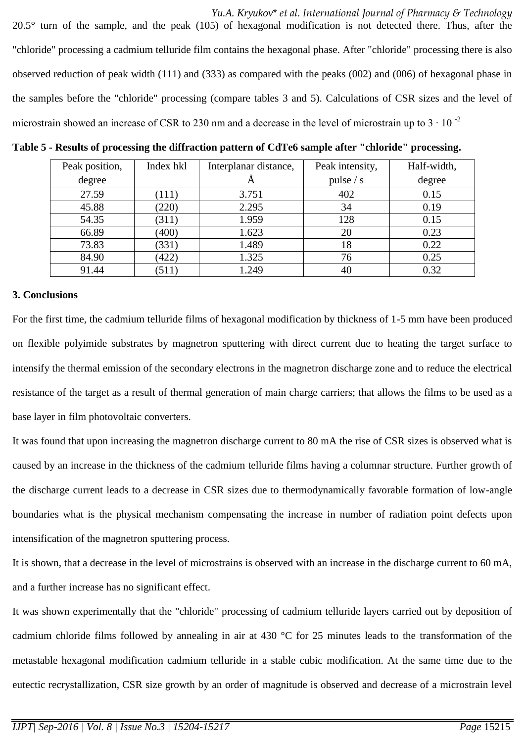20.5° turn of the sample, and the peak (105) of hexagonal modification is not detected there. Thus, after the "chloride" processing a cadmium telluride film contains the hexagonal phase. After "chloride" processing there is also observed reduction of peak width (111) and (333) as compared with the peaks (002) and (006) of hexagonal phase in the samples before the "chloride" processing (compare tables 3 and 5). Calculations of CSR sizes and the level of microstrain showed an increase of CSR to 230 nm and a decrease in the level of microstrain up to $3 \cdot 10^{-2}$

**Table 5 - Results of processing the diffraction pattern of CdTe6 sample after "chloride" processing.**

| Peak position, degree | Index hkl | Interplanar distance, Å | Peak intensity, pulse / s | Half-width, degree |
|---|---|---|---|---|
| 27.59 | (111) | 3.751 | 402 | 0.15 |
| 45.88 | (220) | 2.295 | 34 | 0.19 |
| 54.35 | (311) | 1.959 | 128 | 0.15 |
| 66.89 | (400) | 1.623 | 20 | 0.23 |
| 73.83 | (331) | 1.489 | 18 | 0.22 |
| 84.90 | (422) | 1.325 | 76 | 0.25 |
| 91.44 | (511) | 1.249 | 40 | 0.32 |

### 3. Conclusions

For the first time, the cadmium telluride films of hexagonal modification by thickness of 1-5 mm have been produced on flexible polyimide substrates by magnetron sputtering with direct current due to heating the target surface to intensify the thermal emission of the secondary electrons in the magnetron discharge zone and to reduce the electrical resistance of the target as a result of thermal generation of main charge carriers; that allows the films to be used as a base layer in film photovoltaic converters.

It was found that upon increasing the magnetron discharge current to 80 mA the rise of CSR sizes is observed what is caused by an increase in the thickness of the cadmium telluride films having a columnar structure. Further growth of the discharge current leads to a decrease in CSR sizes due to thermodynamically favorable formation of low-angle boundaries what is the physical mechanism compensating the increase in number of radiation point defects upon intensification of the magnetron sputtering process.

It is shown, that a decrease in the level of microstrains is observed with an increase in the discharge current to 60 mA, and a further increase has no significant effect.

It was shown experimentally that the "chloride" processing of cadmium telluride layers carried out by deposition of cadmium chloride films followed by annealing in air at 430 °C for 25 minutes leads to the transformation of the metastable hexagonal modification cadmium telluride in a stable cubic modification. At the same time due to the eutectic recrystallization, CSR size growth by an order of magnitude is observed and decrease of a microstrain level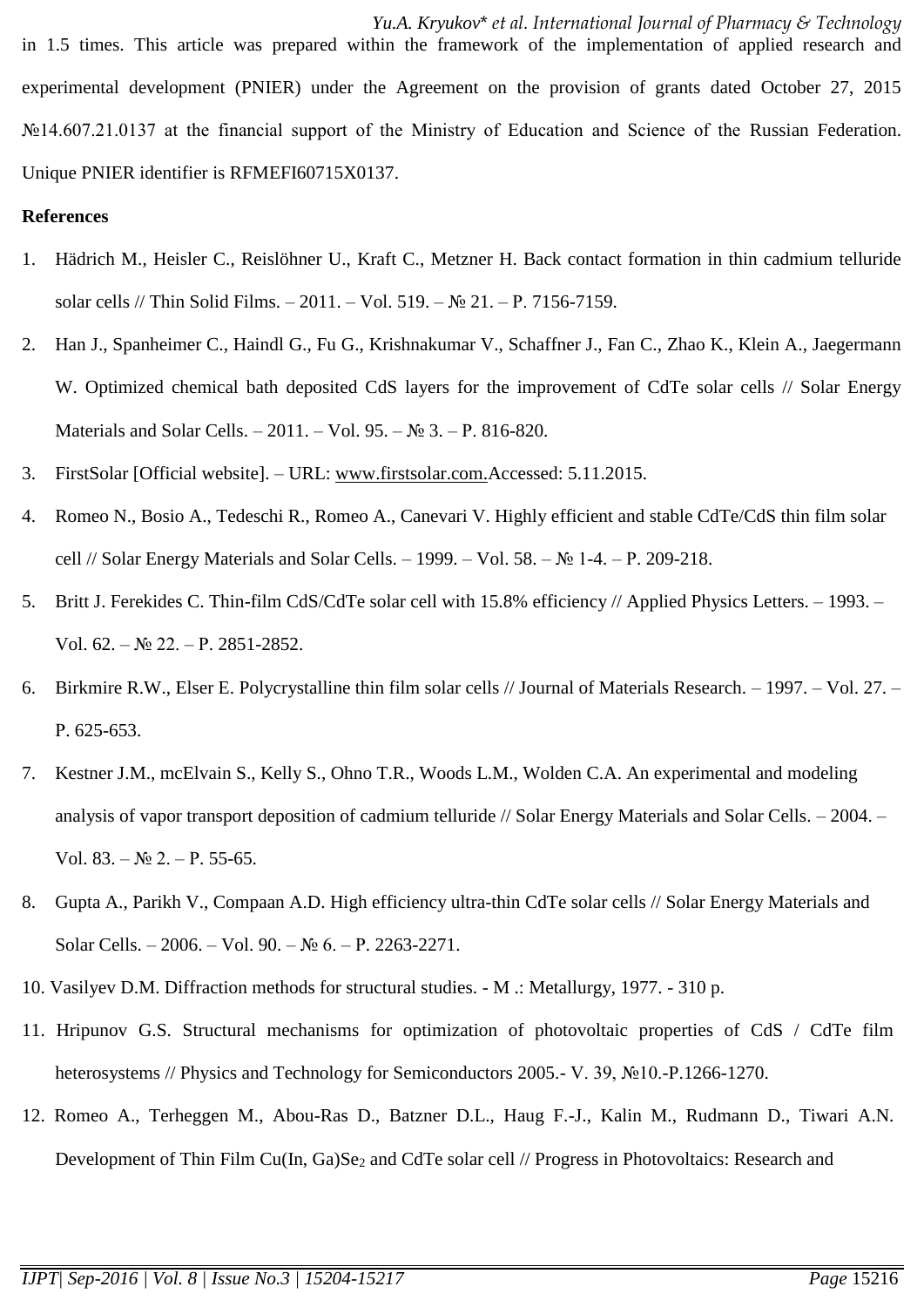in 1.5 times. This article was prepared within the framework of the implementation of applied research and experimental development (PNIER) under the Agreement on the provision of grants dated October 27, 2015 №14.607.21.0137 at the financial support of the Ministry of Education and Science of the Russian Federation. Unique PNIER identifier is RFMEFI60715X0137.

**References**

1. Hädrich M., Heisler C., Reislöhner U., Kraft C., Metzner H. Back contact formation in thin cadmium telluride solar cells // Thin Solid Films. – 2011. – Vol. 519. – № 21. – P. 7156-7159.
2. Han J., Spanheimer C., Haindl G., Fu G., Krishnakumar V., Schaffner J., Fan C., Zhao K., Klein A., Jaegermann W. Optimized chemical bath deposited CdS layers for the improvement of CdTe solar cells // Solar Energy Materials and Solar Cells. – 2011. – Vol. 95. – № 3. – P. 816-820.
3. FirstSolar [Official website]. – URL: www.firstsolar.com.Accessed: 5.11.2015.
4. Romeo N., Bosio A., Tedeschi R., Romeo A., Canevari V. Highly efficient and stable CdTe/CdS thin film solar cell // Solar Energy Materials and Solar Cells. – 1999. – Vol. 58. – № 1-4. – P. 209-218.
5. Britt J. Ferekides C. Thin-film CdS/CdTe solar cell with 15.8% efficiency // Applied Physics Letters. – 1993. – Vol. 62. – № 22. – P. 2851-2852.
6. Birkmire R.W., Elser E. Polycrystalline thin film solar cells // Journal of Materials Research. – 1997. – Vol. 27. – P. 625-653.
7. Kestner J.M., mcElvain S., Kelly S., Ohno T.R., Woods L.M., Wolden C.A. An experimental and modeling analysis of vapor transport deposition of cadmium telluride // Solar Energy Materials and Solar Cells. – 2004. – Vol. 83. – № 2. – P. 55-65.
8. Gupta A., Parikh V., Compaan A.D. High efficiency ultra-thin CdTe solar cells // Solar Energy Materials and Solar Cells. – 2006. – Vol. 90. – № 6. – P. 2263-2271.

10. Vasilyev D.M. Diffraction methods for structural studies. - M .: Metallurgy, 1977. - 310 p.
11. Hripunov G.S. Structural mechanisms for optimization of photovoltaic properties of CdS / CdTe film heterosystems // Physics and Technology for Semiconductors 2005.- V. 39, №10.-P.1266-1270.
12. Romeo A., Terheggen M., Abou-Ras D., Batzner D.L., Haug F.-J., Kalin M., Rudmann D., Tiwari A.N. Development of Thin Film Cu(In, Ga)$Se_2$ and CdTe solar cell // Progress in Photovoltaics: Research and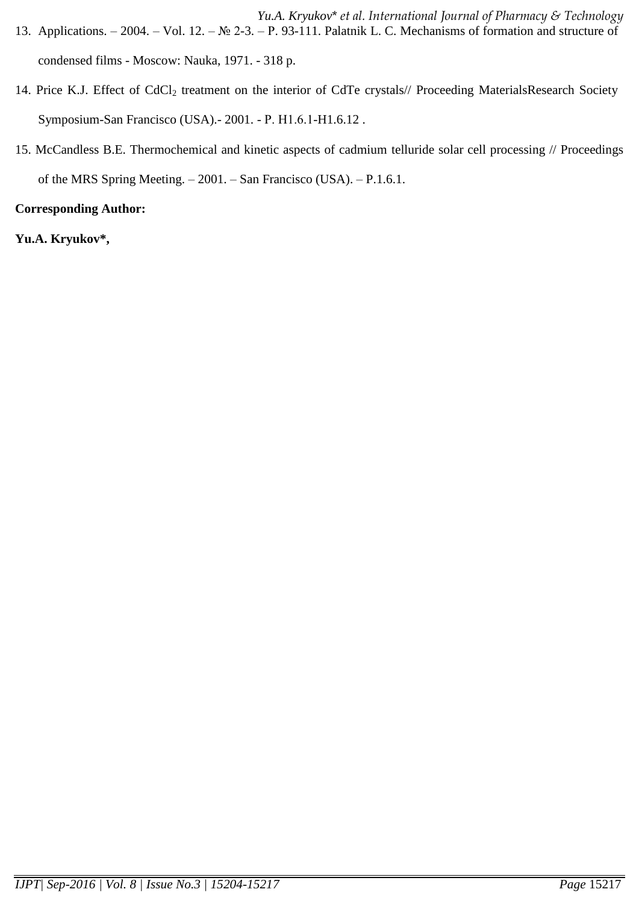13. Applications. – 2004. – Vol. 12. – № 2-3. – P. 93-111. Palatnik L. C. Mechanisms of formation and structure of condensed films - Moscow: Nauka, 1971. - 318 p.

14. Price K.J. Effect of $CdCl_2$ treatment on the interior of CdTe crystals// Proceeding MaterialsResearch Society Symposium-San Francisco (USA).- 2001. - P. H1.6.1-H1.6.12 .

15. McCandless B.E. Thermochemical and kinetic aspects of cadmium telluride solar cell processing // Proceedings of the MRS Spring Meeting. – 2001. – San Francisco (USA). – P.1.6.1.

**Corresponding Author:**

**Yu.A. Kryukov*,**